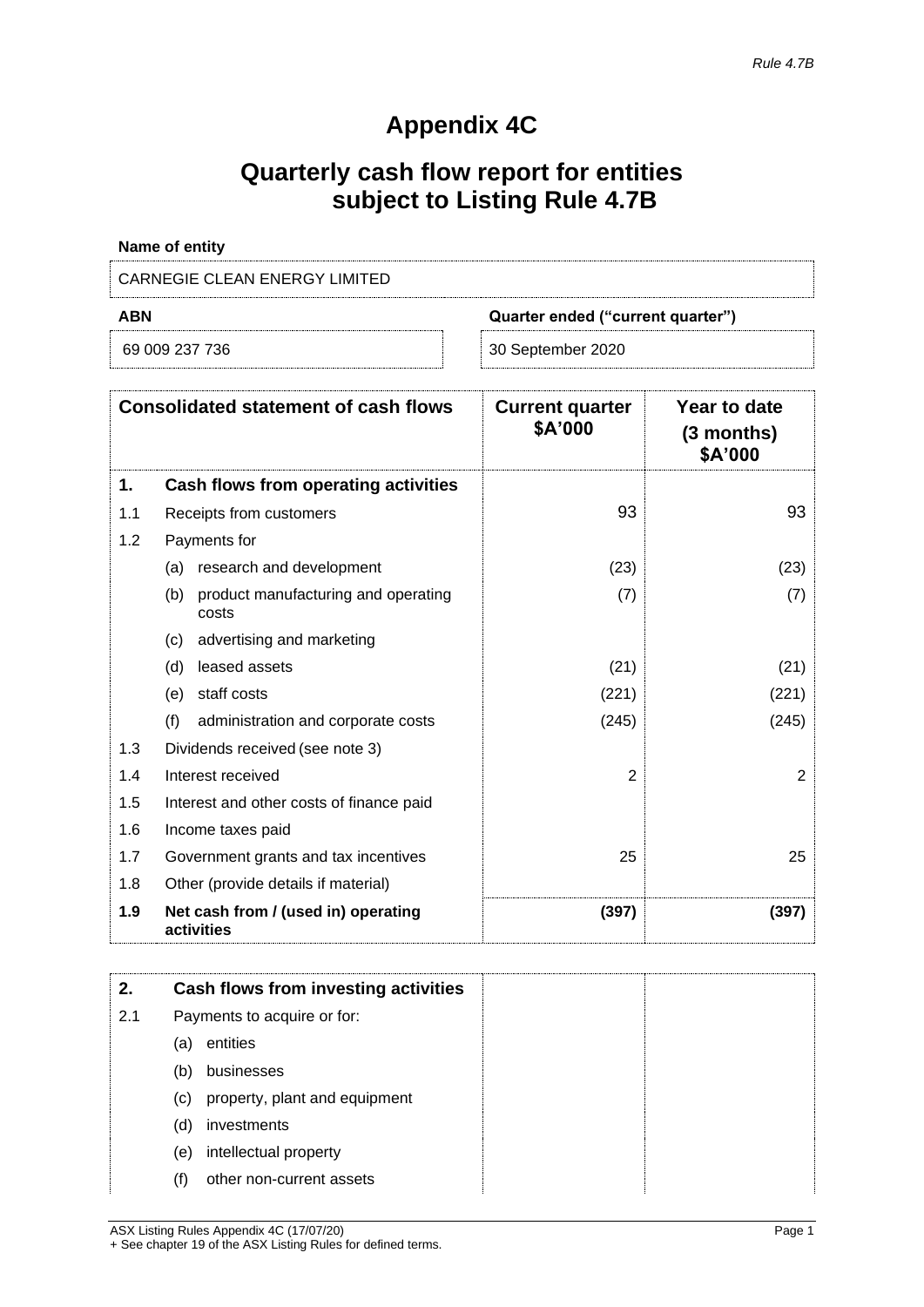Rule 4.7B

# Appendix 4C

## Quarterly cash flow report for entities subject to Listing Rule 4.7B

**Name of entity**

CARNEGIE CLEAN ENERGY LIMITED

| ABN | Quarter ended ("current quarter") |
|---|---|
| 69 009 237 736 | 30 September 2020 |

| | Consolidated statement of cash flows | Current quarter $A'000 | Year to date (3 months) $A'000 |
|---|---|---|---|
| **1.** | **Cash flows from operating activities** | | |
| 1.1 | Receipts from customers | 93 | 93 |
| 1.2 | Payments for | | |
| | (a) research and development | (23) | (23) |
| | (b) product manufacturing and operating costs | (7) | (7) |
| | (c) advertising and marketing | | |
| | (d) leased assets | (21) | (21) |
| | (e) staff costs | (221) | (221) |
| | (f) administration and corporate costs | (245) | (245) |
| 1.3 | Dividends received (see note 3) | | |
| 1.4 | Interest received | 2 | 2 |
| 1.5 | Interest and other costs of finance paid | | |
| 1.6 | Income taxes paid | | |
| 1.7 | Government grants and tax incentives | 25 | 25 |
| 1.8 | Other (provide details if material) | | |
| **1.9** | **Net cash from / (used in) operating activities** | **(397)** | **(397)** |

| | | | |
|---|---|---|---|
| **2.** | **Cash flows from investing activities** | | |
| 2.1 | Payments to acquire or for: | | |
| | (a) entities | | |
| | (b) businesses | | |
| | (c) property, plant and equipment | | |
| | (d) investments | | |
| | (e) intellectual property | | |
| | (f) other non-current assets | | |

ASX Listing Rules Appendix 4C (17/07/20)
+ See chapter 19 of the ASX Listing Rules for defined terms.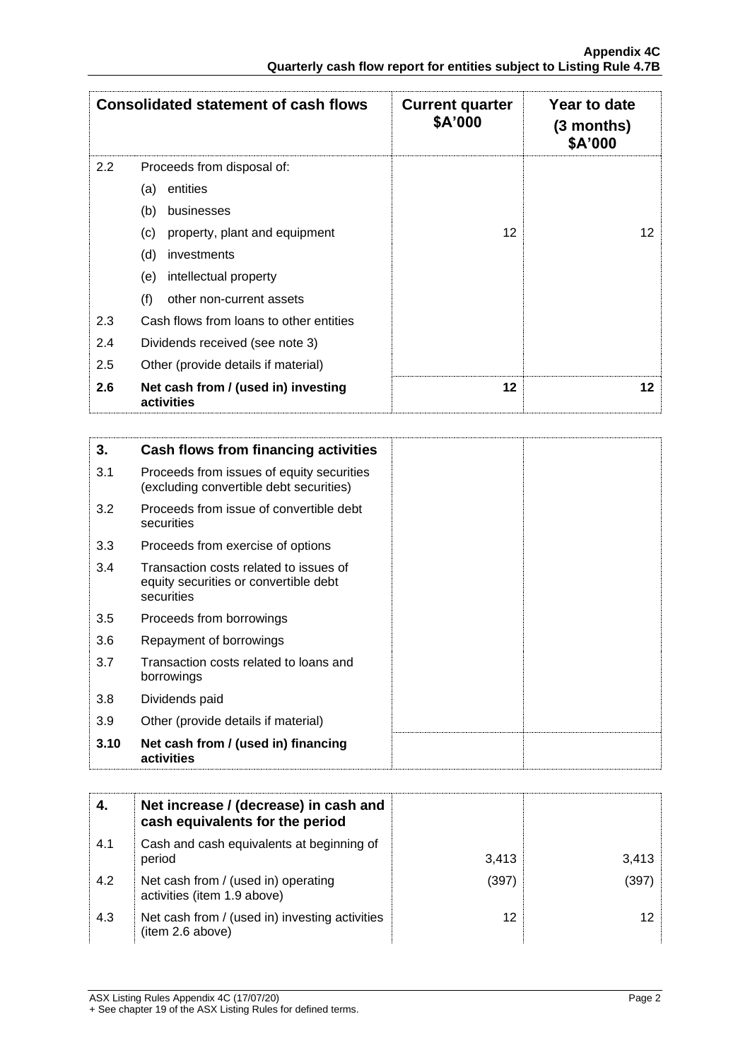| Consolidated statement of cash flows | | Current quarter $A'000 | Year to date (3 months) $A'000 |
|---|---|---|---|
| 2.2 | Proceeds from disposal of: | | |
| | (a) entities | | |
| | (b) businesses | | |
| | (c) property, plant and equipment | 12 | 12 |
| | (d) investments | | |
| | (e) intellectual property | | |
| | (f) other non-current assets | | |
| 2.3 | Cash flows from loans to other entities | | |
| 2.4 | Dividends received (see note 3) | | |
| 2.5 | Other (provide details if material) | | |
| **2.6** | **Net cash from / (used in) investing activities** | **12** | **12** |

| **3.** | **Cash flows from financing activities** | | |
|---|---|---|---|
| 3.1 | Proceeds from issues of equity securities (excluding convertible debt securities) | | |
| 3.2 | Proceeds from issue of convertible debt securities | | |
| 3.3 | Proceeds from exercise of options | | |
| 3.4 | Transaction costs related to issues of equity securities or convertible debt securities | | |
| 3.5 | Proceeds from borrowings | | |
| 3.6 | Repayment of borrowings | | |
| 3.7 | Transaction costs related to loans and borrowings | | |
| 3.8 | Dividends paid | | |
| 3.9 | Other (provide details if material) | | |
| **3.10** | **Net cash from / (used in) financing activities** | | |

| **4.** | **Net increase / (decrease) in cash and cash equivalents for the period** | | |
|---|---|---|---|
| 4.1 | Cash and cash equivalents at beginning of period | 3,413 | 3,413 |
| 4.2 | Net cash from / (used in) operating activities (item 1.9 above) | (397) | (397) |
| 4.3 | Net cash from / (used in) investing activities (item 2.6 above) | 12 | 12 |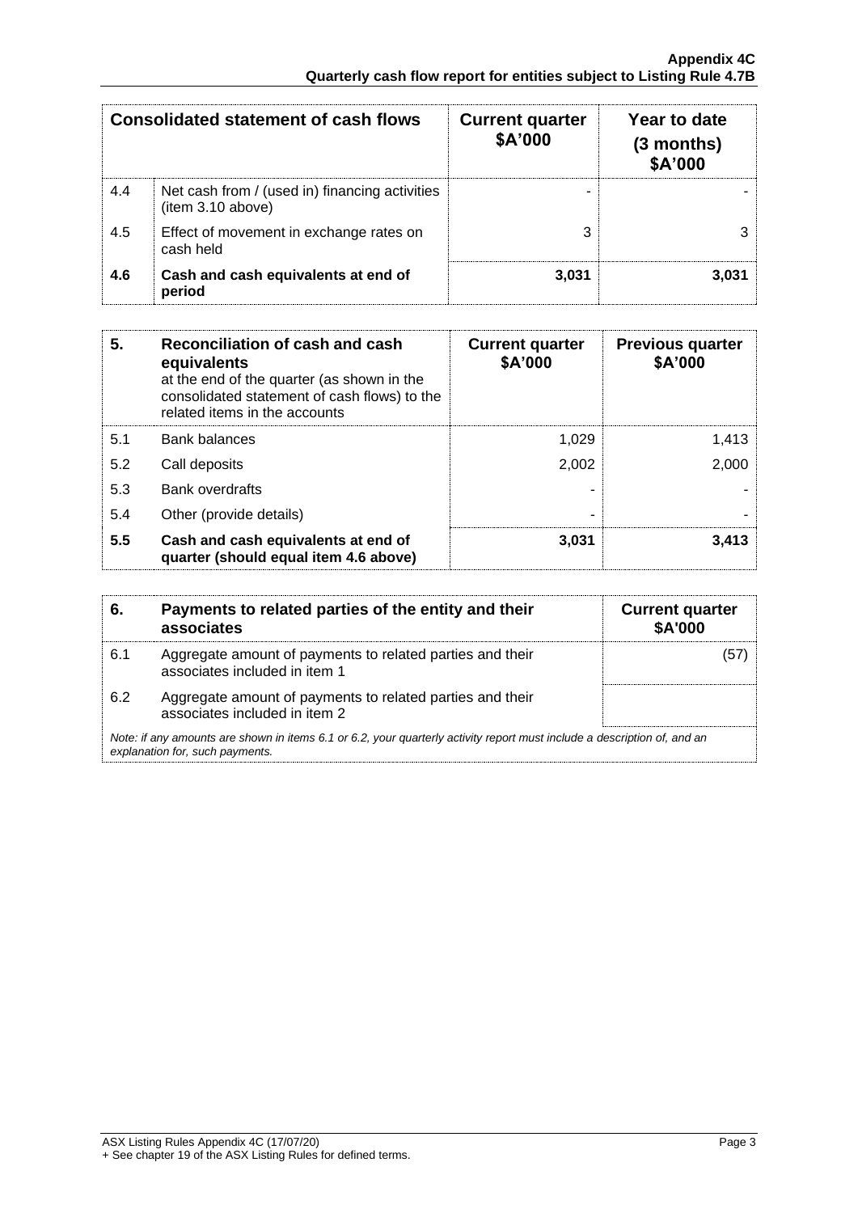| Consolidated statement of cash flows | | Current quarter $A'000 | Year to date (3 months) $A'000 |
|---|---|---|---|
| 4.4 | Net cash from / (used in) financing activities (item 3.10 above) | - | - |
| 4.5 | Effect of movement in exchange rates on cash held | 3 | 3 |
| **4.6** | **Cash and cash equivalents at end of period** | **3,031** | **3,031** |

| **5.** | **Reconciliation of cash and cash equivalents** at the end of the quarter (as shown in the consolidated statement of cash flows) to the related items in the accounts | **Current quarter $A'000** | **Previous quarter $A'000** |
|---|---|---|---|
| 5.1 | Bank balances | 1,029 | 1,413 |
| 5.2 | Call deposits | 2,002 | 2,000 |
| 5.3 | Bank overdrafts | - | - |
| 5.4 | Other (provide details) | - | - |
| **5.5** | **Cash and cash equivalents at end of quarter (should equal item 4.6 above)** | **3,031** | **3,413** |

| **6.** | **Payments to related parties of the entity and their associates** | **Current quarter $A'000** |
|---|---|---|
| 6.1 | Aggregate amount of payments to related parties and their associates included in item 1 | (57) |
| 6.2 | Aggregate amount of payments to related parties and their associates included in item 2 | |

*Note: if any amounts are shown in items 6.1 or 6.2, your quarterly activity report must include a description of, and an explanation for, such payments.*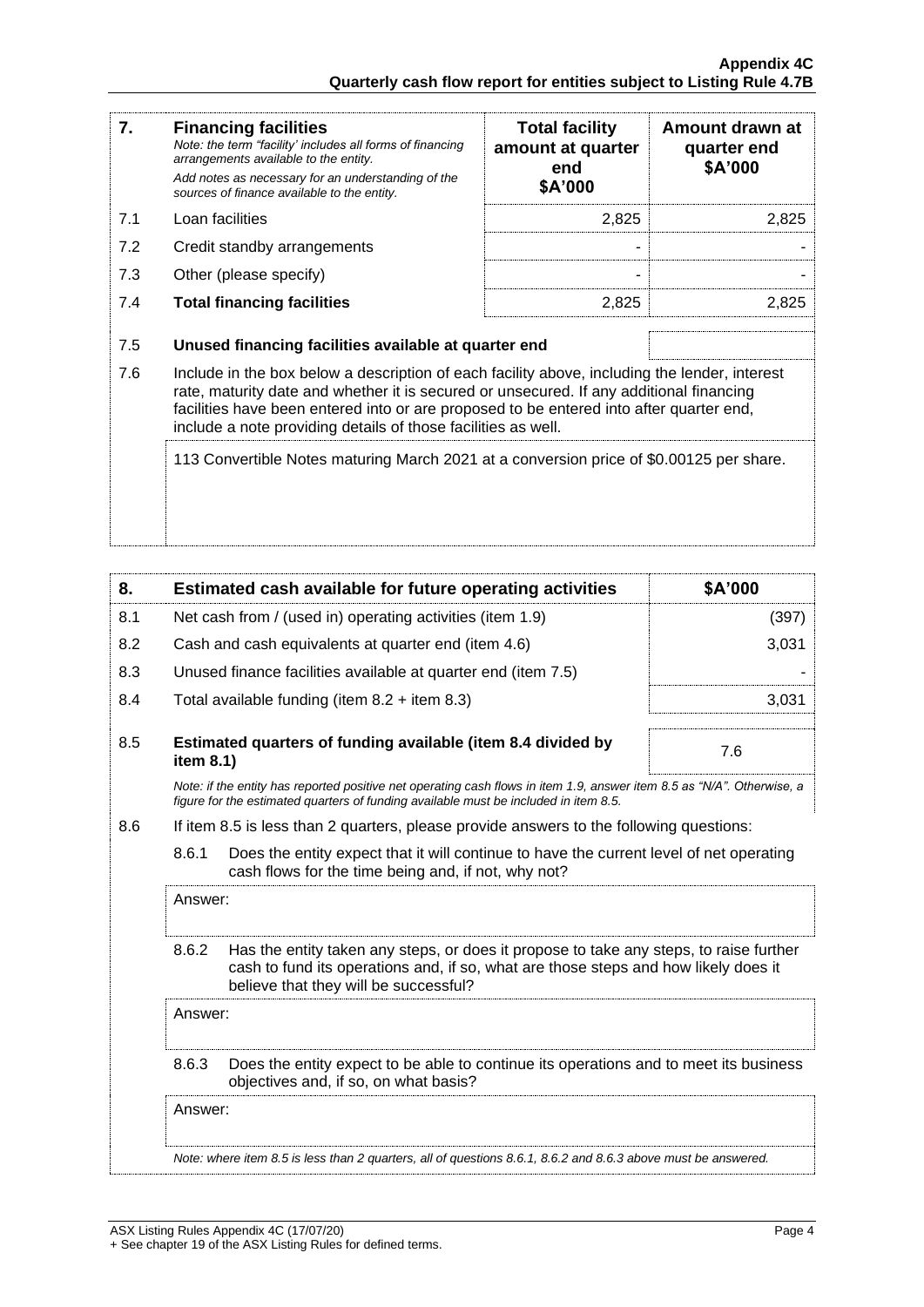| 7. | **Financing facilities**<br>*Note: the term "facility' includes all forms of financing arrangements available to the entity.*<br>*Add notes as necessary for an understanding of the sources of finance available to the entity.* | **Total facility amount at quarter end**<br>**\$A'000** | **Amount drawn at quarter end**<br>**\$A'000** |
|---|---|---|---|
| 7.1 | Loan facilities | 2,825 | 2,825 |
| 7.2 | Credit standby arrangements | - | - |
| 7.3 | Other (please specify) | - | - |
| 7.4 | **Total financing facilities** | 2,825 | 2,825 |

| | | |
|---|---|---|
| 7.5 | **Unused financing facilities available at quarter end** | |
| 7.6 | Include in the box below a description of each facility above, including the lender, interest rate, maturity date and whether it is secured or unsecured. If any additional financing facilities have been entered into or are proposed to be entered into after quarter end, include a note providing details of those facilities as well. | |
| | 113 Convertible Notes maturing March 2021 at a conversion price of \$0.00125 per share. | |

| 8. | **Estimated cash available for future operating activities** | **\$A'000** |
|---|---|---|
| 8.1 | Net cash from / (used in) operating activities (item 1.9) | (397) |
| 8.2 | Cash and cash equivalents at quarter end (item 4.6) | 3,031 |
| 8.3 | Unused finance facilities available at quarter end (item 7.5) | - |
| 8.4 | Total available funding (item 8.2 + item 8.3) | 3,031 |
| 8.5 | **Estimated quarters of funding available (item 8.4 divided by item 8.1)** | 7.6 |

*Note: if the entity has reported positive net operating cash flows in item 1.9, answer item 8.5 as "N/A". Otherwise, a figure for the estimated quarters of funding available must be included in item 8.5.*

8.6 If item 8.5 is less than 2 quarters, please provide answers to the following questions:

8.6.1 Does the entity expect that it will continue to have the current level of net operating cash flows for the time being and, if not, why not?

Answer:

8.6.2 Has the entity taken any steps, or does it propose to take any steps, to raise further cash to fund its operations and, if so, what are those steps and how likely does it believe that they will be successful?

Answer:

8.6.3 Does the entity expect to be able to continue its operations and to meet its business objectives and, if so, on what basis?

Answer:

*Note: where item 8.5 is less than 2 quarters, all of questions 8.6.1, 8.6.2 and 8.6.3 above must be answered.*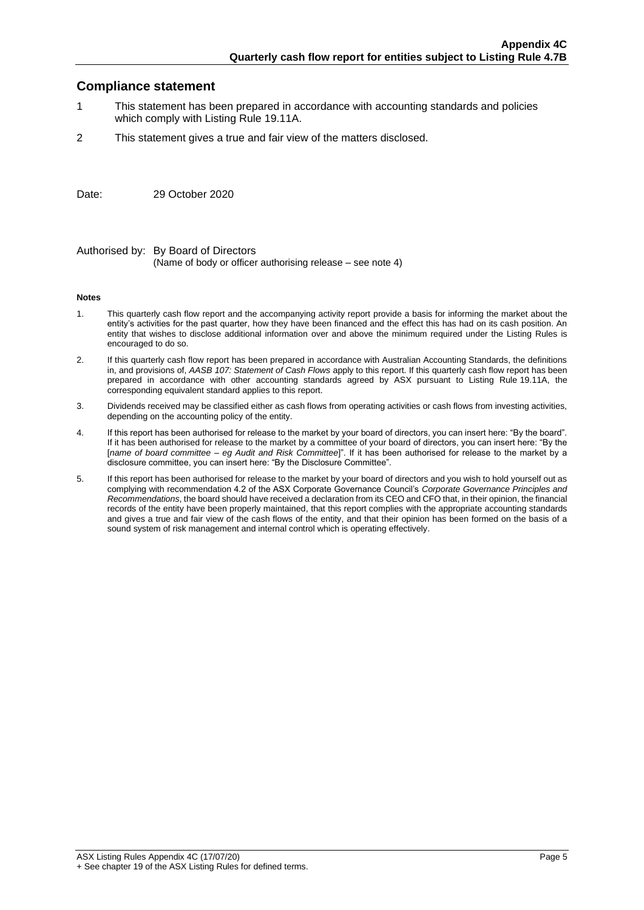## Compliance statement

1 This statement has been prepared in accordance with accounting standards and policies which comply with Listing Rule 19.11A.

2 This statement gives a true and fair view of the matters disclosed.

Date: 29 October 2020

Authorised by: By Board of Directors
(Name of body or officer authorising release – see note 4)

**Notes**

1. This quarterly cash flow report and the accompanying activity report provide a basis for informing the market about the entity's activities for the past quarter, how they have been financed and the effect this has had on its cash position. An entity that wishes to disclose additional information over and above the minimum required under the Listing Rules is encouraged to do so.
2. If this quarterly cash flow report has been prepared in accordance with Australian Accounting Standards, the definitions in, and provisions of, *AASB 107: Statement of Cash Flows* apply to this report. If this quarterly cash flow report has been prepared in accordance with other accounting standards agreed by ASX pursuant to Listing Rule 19.11A, the corresponding equivalent standard applies to this report.
3. Dividends received may be classified either as cash flows from operating activities or cash flows from investing activities, depending on the accounting policy of the entity.
4. If this report has been authorised for release to the market by your board of directors, you can insert here: "By the board". If it has been authorised for release to the market by a committee of your board of directors, you can insert here: "By the [*name of board committee – eg Audit and Risk Committee*]". If it has been authorised for release to the market by a disclosure committee, you can insert here: "By the Disclosure Committee".
5. If this report has been authorised for release to the market by your board of directors and you wish to hold yourself out as complying with recommendation 4.2 of the ASX Corporate Governance Council's *Corporate Governance Principles and Recommendations*, the board should have received a declaration from its CEO and CFO that, in their opinion, the financial records of the entity have been properly maintained, that this report complies with the appropriate accounting standards and gives a true and fair view of the cash flows of the entity, and that their opinion has been formed on the basis of a sound system of risk management and internal control which is operating effectively.